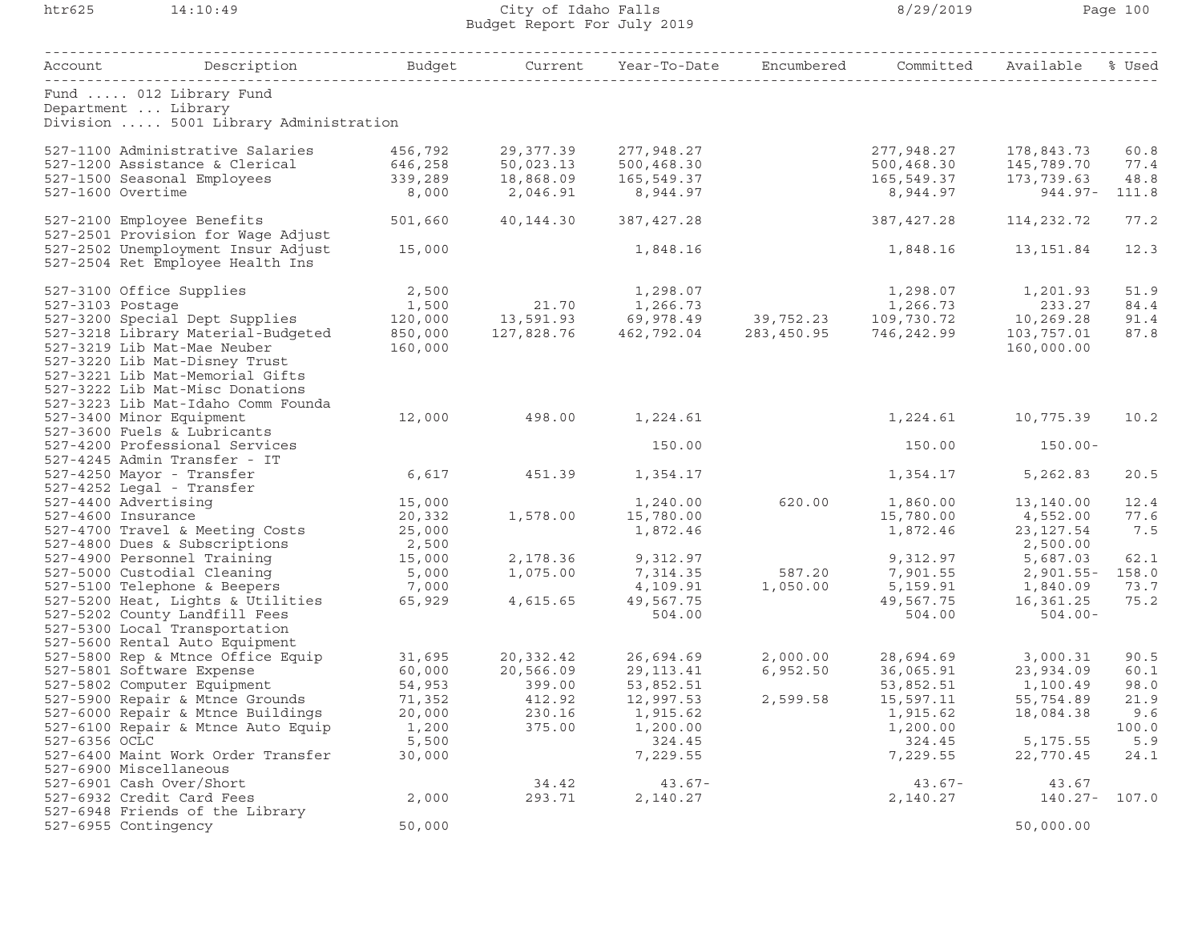City of Idaho Falls
Budget Report For July 2019

| Account | Description | Budget | Current | Year-To-Date | Encumbered | Committed | Available | % Used |
|---|---|---|---|---|---|---|---|---|
| Fund ..... 012 Library Fund | | | | | | | | |
| Department ... Library | | | | | | | | |
| Division ..... 5001 Library Administration | | | | | | | | |
| 527-1100 | Administrative Salaries | 456,792 | 29,377.39 | 277,948.27 | | 277,948.27 | 178,843.73 | 60.8 |
| 527-1200 | Assistance & Clerical | 646,258 | 50,023.13 | 500,468.30 | | 500,468.30 | 145,789.70 | 77.4 |
| 527-1500 | Seasonal Employees | 339,289 | 18,868.09 | 165,549.37 | | 165,549.37 | 173,739.63 | 48.8 |
| 527-1600 | Overtime | 8,000 | 2,046.91 | 8,944.97 | | 8,944.97 | 944.97- | 111.8 |
| 527-2100 | Employee Benefits | 501,660 | 40,144.30 | 387,427.28 | | 387,427.28 | 114,232.72 | 77.2 |
| 527-2501 | Provision for Wage Adjust | | | | | | | |
| 527-2502 | Unemployment Insur Adjust | 15,000 | | 1,848.16 | | 1,848.16 | 13,151.84 | 12.3 |
| 527-2504 | Ret Employee Health Ins | | | | | | | |
| 527-3100 | Office Supplies | 2,500 | | 1,298.07 | | 1,298.07 | 1,201.93 | 51.9 |
| 527-3103 | Postage | 1,500 | 21.70 | 1,266.73 | | 1,266.73 | 233.27 | 84.4 |
| 527-3200 | Special Dept Supplies | 120,000 | 13,591.93 | 69,978.49 | 39,752.23 | 109,730.72 | 10,269.28 | 91.4 |
| 527-3218 | Library Material-Budgeted | 850,000 | 127,828.76 | 462,792.04 | 283,450.95 | 746,242.99 | 103,757.01 | 87.8 |
| 527-3219 | Lib Mat-Mae Neuber | 160,000 | | | | | 160,000.00 | |
| 527-3220 | Lib Mat-Disney Trust | | | | | | | |
| 527-3221 | Lib Mat-Memorial Gifts | | | | | | | |
| 527-3222 | Lib Mat-Misc Donations | | | | | | | |
| 527-3223 | Lib Mat-Idaho Comm Founda | | | | | | | |
| 527-3400 | Minor Equipment | 12,000 | 498.00 | 1,224.61 | | 1,224.61 | 10,775.39 | 10.2 |
| 527-3600 | Fuels & Lubricants | | | | | | | |
| 527-4200 | Professional Services | | | 150.00 | | 150.00 | 150.00- | |
| 527-4245 | Admin Transfer - IT | | | | | | | |
| 527-4250 | Mayor - Transfer | 6,617 | 451.39 | 1,354.17 | | 1,354.17 | 5,262.83 | 20.5 |
| 527-4252 | Legal - Transfer | | | | | | | |
| 527-4400 | Advertising | 15,000 | | 1,240.00 | 620.00 | 1,860.00 | 13,140.00 | 12.4 |
| 527-4600 | Insurance | 20,332 | 1,578.00 | 15,780.00 | | 15,780.00 | 4,552.00 | 77.6 |
| 527-4700 | Travel & Meeting Costs | 25,000 | | 1,872.46 | | 1,872.46 | 23,127.54 | 7.5 |
| 527-4800 | Dues & Subscriptions | 2,500 | | | | | 2,500.00 | |
| 527-4900 | Personnel Training | 15,000 | 2,178.36 | 9,312.97 | | 9,312.97 | 5,687.03 | 62.1 |
| 527-5000 | Custodial Cleaning | 5,000 | 1,075.00 | 7,314.35 | 587.20 | 7,901.55 | 2,901.55- | 158.0 |
| 527-5100 | Telephone & Beepers | 7,000 | | 4,109.91 | 1,050.00 | 5,159.91 | 1,840.09 | 73.7 |
| 527-5200 | Heat, Lights & Utilities | 65,929 | 4,615.65 | 49,567.75 | | 49,567.75 | 16,361.25 | 75.2 |
| 527-5202 | County Landfill Fees | | | 504.00 | | 504.00 | 504.00- | |
| 527-5300 | Local Transportation | | | | | | | |
| 527-5600 | Rental Auto Equipment | | | | | | | |
| 527-5800 | Rep & Mtnce Office Equip | 31,695 | 20,332.42 | 26,694.69 | 2,000.00 | 28,694.69 | 3,000.31 | 90.5 |
| 527-5801 | Software Expense | 60,000 | 20,566.09 | 29,113.41 | 6,952.50 | 36,065.91 | 23,934.09 | 60.1 |
| 527-5802 | Computer Equipment | 54,953 | 399.00 | 53,852.51 | | 53,852.51 | 1,100.49 | 98.0 |
| 527-5900 | Repair & Mtnce Grounds | 71,352 | 412.92 | 12,997.53 | 2,599.58 | 15,597.11 | 55,754.89 | 21.9 |
| 527-6000 | Repair & Mtnce Buildings | 20,000 | 230.16 | 1,915.62 | | 1,915.62 | 18,084.38 | 9.6 |
| 527-6100 | Repair & Mtnce Auto Equip | 1,200 | 375.00 | 1,200.00 | | 1,200.00 | | 100.0 |
| 527-6356 | OCLC | 5,500 | | 324.45 | | 324.45 | 5,175.55 | 5.9 |
| 527-6400 | Maint Work Order Transfer | 30,000 | | 7,229.55 | | 7,229.55 | 22,770.45 | 24.1 |
| 527-6900 | Miscellaneous | | | | | | | |
| 527-6901 | Cash Over/Short | | 34.42 | 43.67- | | 43.67- | 43.67 | |
| 527-6932 | Credit Card Fees | 2,000 | 293.71 | 2,140.27 | | 2,140.27 | 140.27- | 107.0 |
| 527-6948 | Friends of the Library | | | | | | | |
| 527-6955 | Contingency | 50,000 | | | | | 50,000.00 | |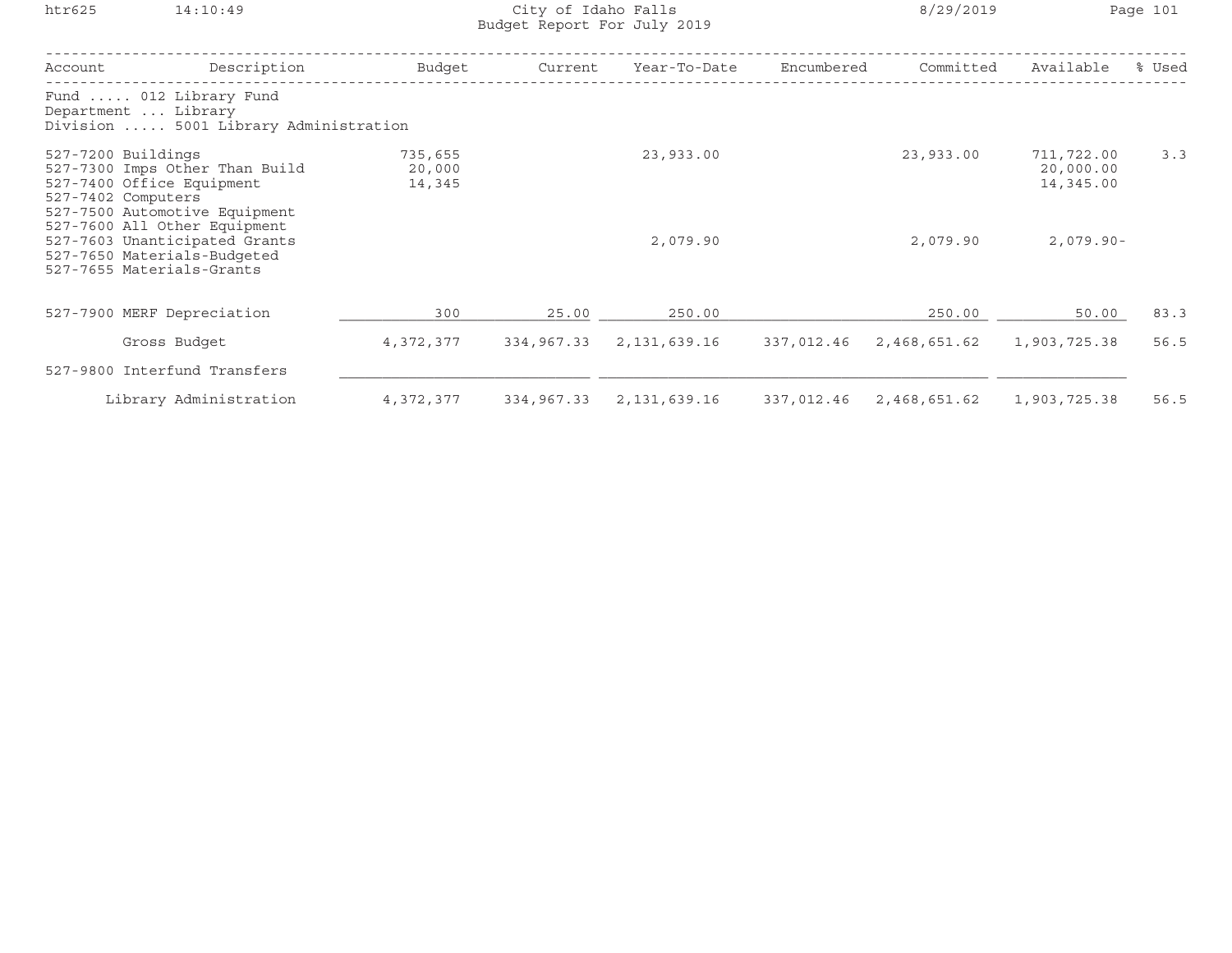City of Idaho Falls
Budget Report For July 2019

| Account | Description | Budget | Current | Year-To-Date | Encumbered | Committed | Available | % Used |
|---|---|---|---|---|---|---|---|---|
| Fund ..... 012 Library Fund | | | | | | | | |
| Department ... Library | | | | | | | | |
| Division ..... 5001 Library Administration | | | | | | | | |
| 527-7200 | Buildings | 735,655 | | 23,933.00 | | 23,933.00 | 711,722.00 | 3.3 |
| 527-7300 | Imps Other Than Build | 20,000 | | | | | 20,000.00 | |
| 527-7400 | Office Equipment | 14,345 | | | | | 14,345.00 | |
| 527-7402 | Computers | | | | | | | |
| 527-7500 | Automotive Equipment | | | | | | | |
| 527-7600 | All Other Equipment | | | | | | | |
| 527-7603 | Unanticipated Grants | | | 2,079.90 | | 2,079.90 | 2,079.90- | |
| 527-7650 | Materials-Budgeted | | | | | | | |
| 527-7655 | Materials-Grants | | | | | | | |
| 527-7900 | MERF Depreciation | 300 | 25.00 | 250.00 | | 250.00 | 50.00 | 83.3 |
| | Gross Budget | 4,372,377 | 334,967.33 | 2,131,639.16 | 337,012.46 | 2,468,651.62 | 1,903,725.38 | 56.5 |
| 527-9800 | Interfund Transfers | | | | | | | |
| | Library Administration | 4,372,377 | 334,967.33 | 2,131,639.16 | 337,012.46 | 2,468,651.62 | 1,903,725.38 | 56.5 |